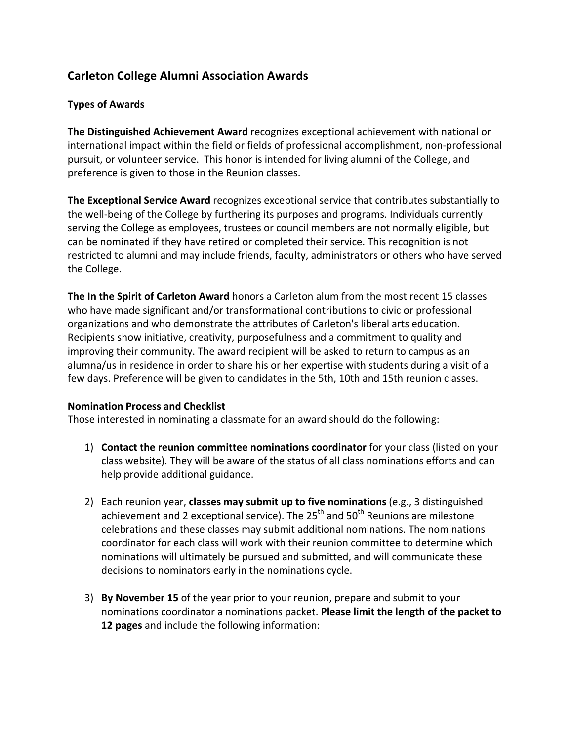## Carleton College Alumni Association Awards

### Types of Awards

**The Distinguished Achievement Award** recognizes exceptional achievement with national or international impact within the field or fields of professional accomplishment, non-professional pursuit, or volunteer service. This honor is intended for living alumni of the College, and preference is given to those in the Reunion classes.

**The Exceptional Service Award** recognizes exceptional service that contributes substantially to the well-being of the College by furthering its purposes and programs. Individuals currently serving the College as employees, trustees or council members are not normally eligible, but can be nominated if they have retired or completed their service. This recognition is not restricted to alumni and may include friends, faculty, administrators or others who have served the College.

**The In the Spirit of Carleton Award** honors a Carleton alum from the most recent 15 classes who have made significant and/or transformational contributions to civic or professional organizations and who demonstrate the attributes of Carleton's liberal arts education. Recipients show initiative, creativity, purposefulness and a commitment to quality and improving their community. The award recipient will be asked to return to campus as an alumna/us in residence in order to share his or her expertise with students during a visit of a few days. Preference will be given to candidates in the 5th, 10th and 15th reunion classes.

### Nomination Process and Checklist

Those interested in nominating a classmate for an award should do the following:

1) **Contact the reunion committee nominations coordinator** for your class (listed on your class website). They will be aware of the status of all class nominations efforts and can help provide additional guidance.

2) Each reunion year, **classes may submit up to five nominations** (e.g., 3 distinguished achievement and 2 exceptional service). The 25th and 50th Reunions are milestone celebrations and these classes may submit additional nominations. The nominations coordinator for each class will work with their reunion committee to determine which nominations will ultimately be pursued and submitted, and will communicate these decisions to nominators early in the nominations cycle.

3) **By November 15** of the year prior to your reunion, prepare and submit to your nominations coordinator a nominations packet. **Please limit the length of the packet to 12 pages** and include the following information: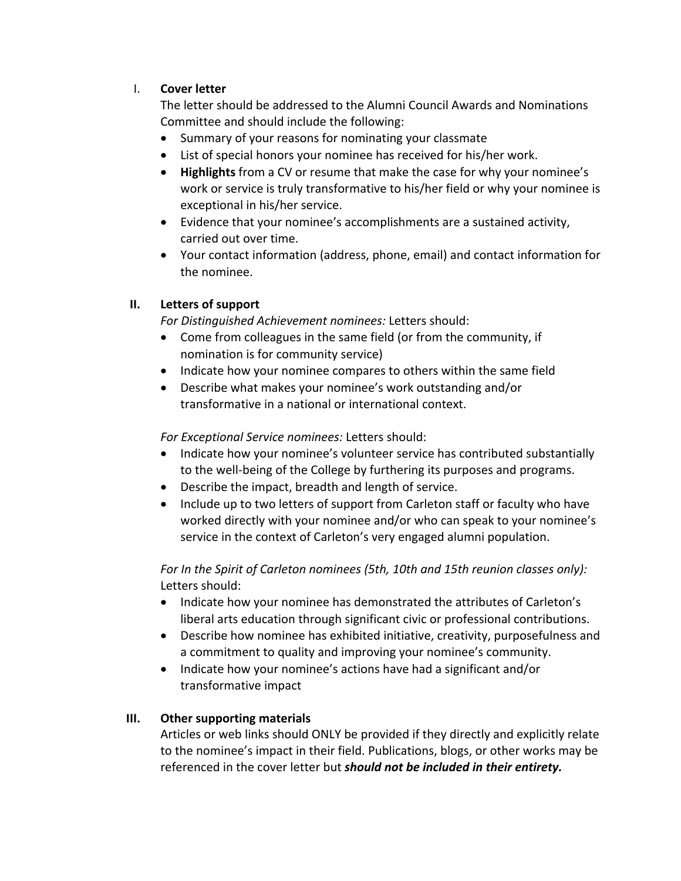I. **Cover letter**

The letter should be addressed to the Alumni Council Awards and Nominations Committee and should include the following:

- Summary of your reasons for nominating your classmate
- List of special honors your nominee has received for his/her work.
- **Highlights** from a CV or resume that make the case for why your nominee's work or service is truly transformative to his/her field or why your nominee is exceptional in his/her service.
- Evidence that your nominee's accomplishments are a sustained activity, carried out over time.
- Your contact information (address, phone, email) and contact information for the nominee.

**II. Letters of support**

*For Distinguished Achievement nominees:* Letters should:

- Come from colleagues in the same field (or from the community, if nomination is for community service)
- Indicate how your nominee compares to others within the same field
- Describe what makes your nominee's work outstanding and/or transformative in a national or international context.

*For Exceptional Service nominees:* Letters should:

- Indicate how your nominee's volunteer service has contributed substantially to the well-being of the College by furthering its purposes and programs.
- Describe the impact, breadth and length of service.
- Include up to two letters of support from Carleton staff or faculty who have worked directly with your nominee and/or who can speak to your nominee's service in the context of Carleton's very engaged alumni population.

*For In the Spirit of Carleton nominees (5th, 10th and 15th reunion classes only):* Letters should:

- Indicate how your nominee has demonstrated the attributes of Carleton's liberal arts education through significant civic or professional contributions.
- Describe how nominee has exhibited initiative, creativity, purposefulness and a commitment to quality and improving your nominee's community.
- Indicate how your nominee's actions have had a significant and/or transformative impact

**III. Other supporting materials**

Articles or web links should ONLY be provided if they directly and explicitly relate to the nominee's impact in their field. Publications, blogs, or other works may be referenced in the cover letter but ***should not be included in their entirety.***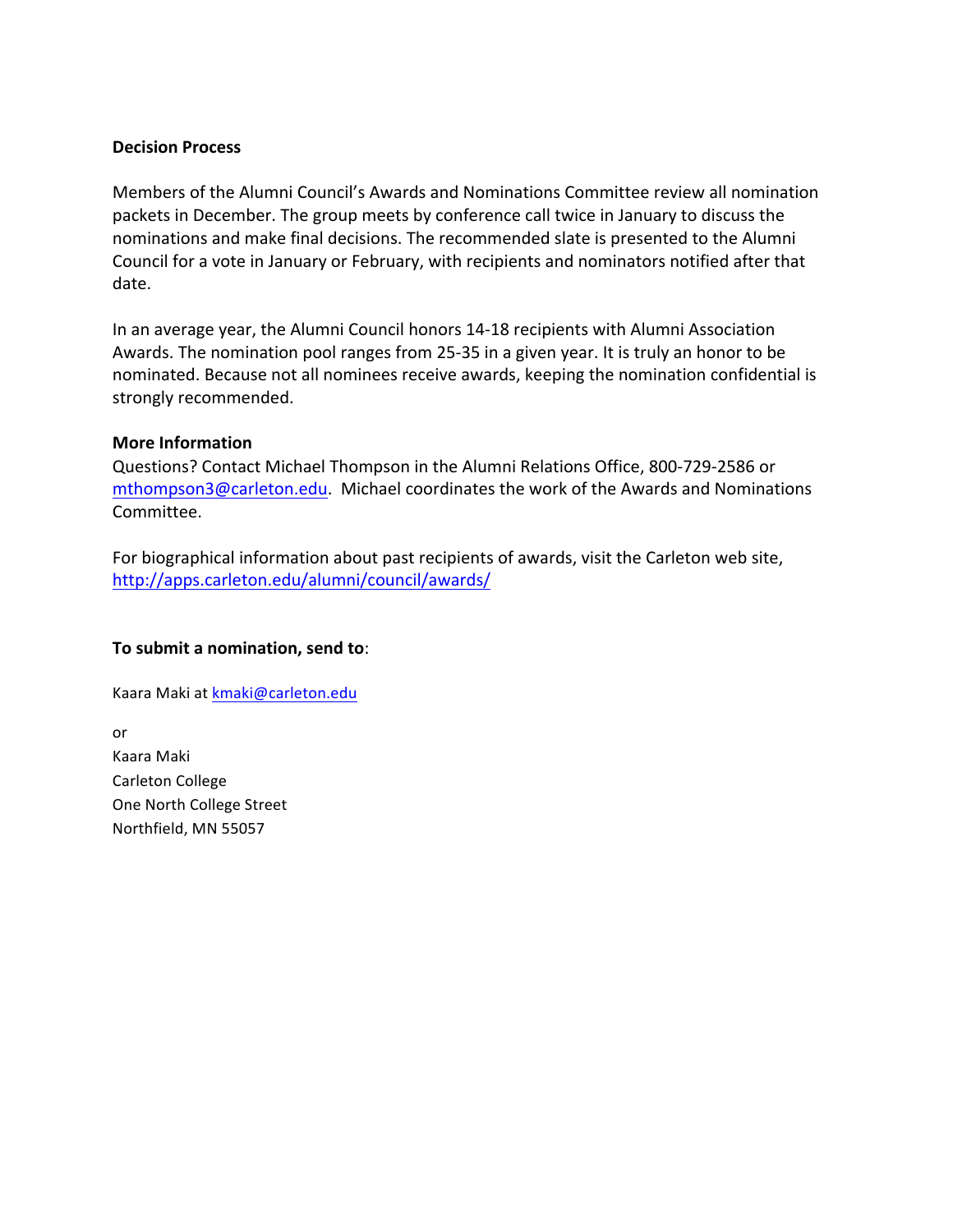**Decision Process**

Members of the Alumni Council's Awards and Nominations Committee review all nomination packets in December. The group meets by conference call twice in January to discuss the nominations and make final decisions. The recommended slate is presented to the Alumni Council for a vote in January or February, with recipients and nominators notified after that date.

In an average year, the Alumni Council honors 14-18 recipients with Alumni Association Awards. The nomination pool ranges from 25-35 in a given year. It is truly an honor to be nominated. Because not all nominees receive awards, keeping the nomination confidential is strongly recommended.

**More Information**

Questions? Contact Michael Thompson in the Alumni Relations Office, 800-729-2586 or mthompson3@carleton.edu. Michael coordinates the work of the Awards and Nominations Committee.

For biographical information about past recipients of awards, visit the Carleton web site, http://apps.carleton.edu/alumni/council/awards/

**To submit a nomination, send to**:

Kaara Maki at kmaki@carleton.edu

or

Kaara Maki
Carleton College
One North College Street
Northfield, MN 55057